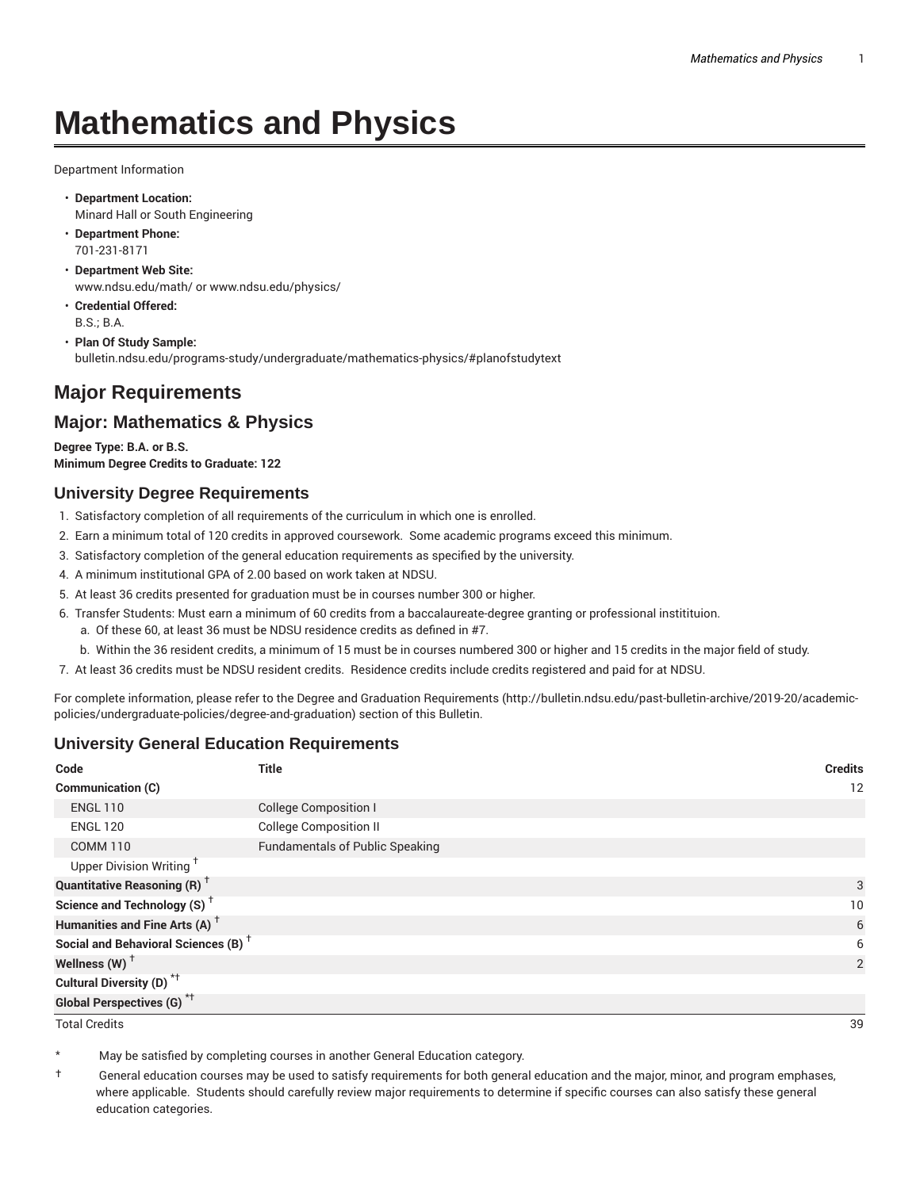# Mathematics and Physics

Department Information

- **Department Location:**
  Minard Hall or South Engineering
- **Department Phone:**
  701-231-8171
- **Department Web Site:**
  www.ndsu.edu/math/ or www.ndsu.edu/physics/
- **Credential Offered:**
  B.S.; B.A.
- **Plan Of Study Sample:**
  bulletin.ndsu.edu/programs-study/undergraduate/mathematics-physics/#planofstudytext

## Major Requirements

## Major: Mathematics & Physics

**Degree Type: B.A. or B.S.**
**Minimum Degree Credits to Graduate: 122**

### University Degree Requirements

1. Satisfactory completion of all requirements of the curriculum in which one is enrolled.
2. Earn a minimum total of 120 credits in approved coursework. Some academic programs exceed this minimum.
3. Satisfactory completion of the general education requirements as specified by the university.
4. A minimum institutional GPA of 2.00 based on work taken at NDSU.
5. At least 36 credits presented for graduation must be in courses number 300 or higher.
6. Transfer Students: Must earn a minimum of 60 credits from a baccalaureate-degree granting or professional instititution.
   a. Of these 60, at least 36 must be NDSU residence credits as defined in #7.
   b. Within the 36 resident credits, a minimum of 15 must be in courses numbered 300 or higher and 15 credits in the major field of study.
7. At least 36 credits must be NDSU resident credits. Residence credits include credits registered and paid for at NDSU.

For complete information, please refer to the Degree and Graduation Requirements (http://bulletin.ndsu.edu/past-bulletin-archive/2019-20/academic-policies/undergraduate-policies/degree-and-graduation) section of this Bulletin.

### University General Education Requirements

| Code | Title | Credits |
|---|---|---|
| **Communication (C)** | | 12 |
| ENGL 110 | College Composition I | |
| ENGL 120 | College Composition II | |
| COMM 110 | Fundamentals of Public Speaking | |
| Upper Division Writing † | | |
| **Quantitative Reasoning (R) †** | | 3 |
| **Science and Technology (S) †** | | 10 |
| **Humanities and Fine Arts (A) †** | | 6 |
| **Social and Behavioral Sciences (B) †** | | 6 |
| **Wellness (W) †** | | 2 |
| **Cultural Diversity (D) *†** | | |
| **Global Perspectives (G) *†** | | |
| Total Credits | | 39 |

\* May be satisfied by completing courses in another General Education category.

† General education courses may be used to satisfy requirements for both general education and the major, minor, and program emphases, where applicable. Students should carefully review major requirements to determine if specific courses can also satisfy these general education categories.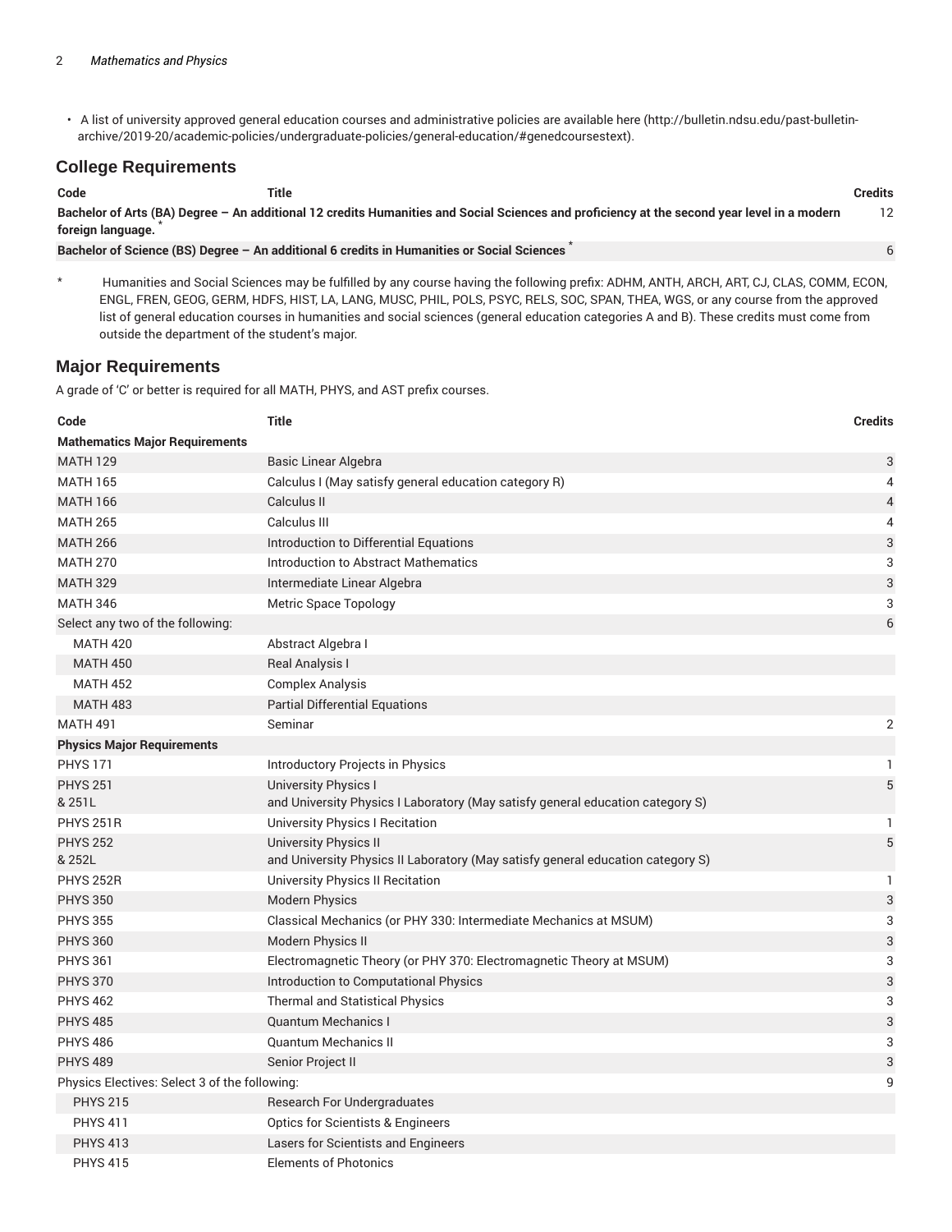- A list of university approved general education courses and administrative policies are available here (http://bulletin.ndsu.edu/past-bulletin-archive/2019-20/academic-policies/undergraduate-policies/general-education/#genedcoursestext).

## College Requirements

| Code | Title | Credits |
| --- | --- | --- |
| **Bachelor of Arts (BA) Degree – An additional 12 credits Humanities and Social Sciences and proficiency at the second year level in a modern foreign language.** * | | 12 |
| **Bachelor of Science (BS) Degree – An additional 6 credits in Humanities or Social Sciences** * | | 6 |

\* Humanities and Social Sciences may be fulfilled by any course having the following prefix: ADHM, ANTH, ARCH, ART, CJ, CLAS, COMM, ECON, ENGL, FREN, GEOG, GERM, HDFS, HIST, LA, LANG, MUSC, PHIL, POLS, PSYC, RELS, SOC, SPAN, THEA, WGS, or any course from the approved list of general education courses in humanities and social sciences (general education categories A and B). These credits must come from outside the department of the student's major.

## Major Requirements

A grade of 'C' or better is required for all MATH, PHYS, and AST prefix courses.

| Code | Title | Credits |
| --- | --- | --- |
| **Mathematics Major Requirements** | | |
| MATH 129 | Basic Linear Algebra | 3 |
| MATH 165 | Calculus I (May satisfy general education category R) | 4 |
| MATH 166 | Calculus II | 4 |
| MATH 265 | Calculus III | 4 |
| MATH 266 | Introduction to Differential Equations | 3 |
| MATH 270 | Introduction to Abstract Mathematics | 3 |
| MATH 329 | Intermediate Linear Algebra | 3 |
| MATH 346 | Metric Space Topology | 3 |
| Select any two of the following: | | 6 |
| MATH 420 | Abstract Algebra I | |
| MATH 450 | Real Analysis I | |
| MATH 452 | Complex Analysis | |
| MATH 483 | Partial Differential Equations | |
| MATH 491 | Seminar | 2 |
| **Physics Major Requirements** | | |
| PHYS 171 | Introductory Projects in Physics | 1 |
| PHYS 251 & 251L | University Physics I and University Physics I Laboratory (May satisfy general education category S) | 5 |
| PHYS 251R | University Physics I Recitation | 1 |
| PHYS 252 & 252L | University Physics II and University Physics II Laboratory (May satisfy general education category S) | 5 |
| PHYS 252R | University Physics II Recitation | 1 |
| PHYS 350 | Modern Physics | 3 |
| PHYS 355 | Classical Mechanics (or PHY 330: Intermediate Mechanics at MSUM) | 3 |
| PHYS 360 | Modern Physics II | 3 |
| PHYS 361 | Electromagnetic Theory (or PHY 370: Electromagnetic Theory at MSUM) | 3 |
| PHYS 370 | Introduction to Computational Physics | 3 |
| PHYS 462 | Thermal and Statistical Physics | 3 |
| PHYS 485 | Quantum Mechanics I | 3 |
| PHYS 486 | Quantum Mechanics II | 3 |
| PHYS 489 | Senior Project II | 3 |
| Physics Electives: Select 3 of the following: | | 9 |
| PHYS 215 | Research For Undergraduates | |
| PHYS 411 | Optics for Scientists & Engineers | |
| PHYS 413 | Lasers for Scientists and Engineers | |
| PHYS 415 | Elements of Photonics | |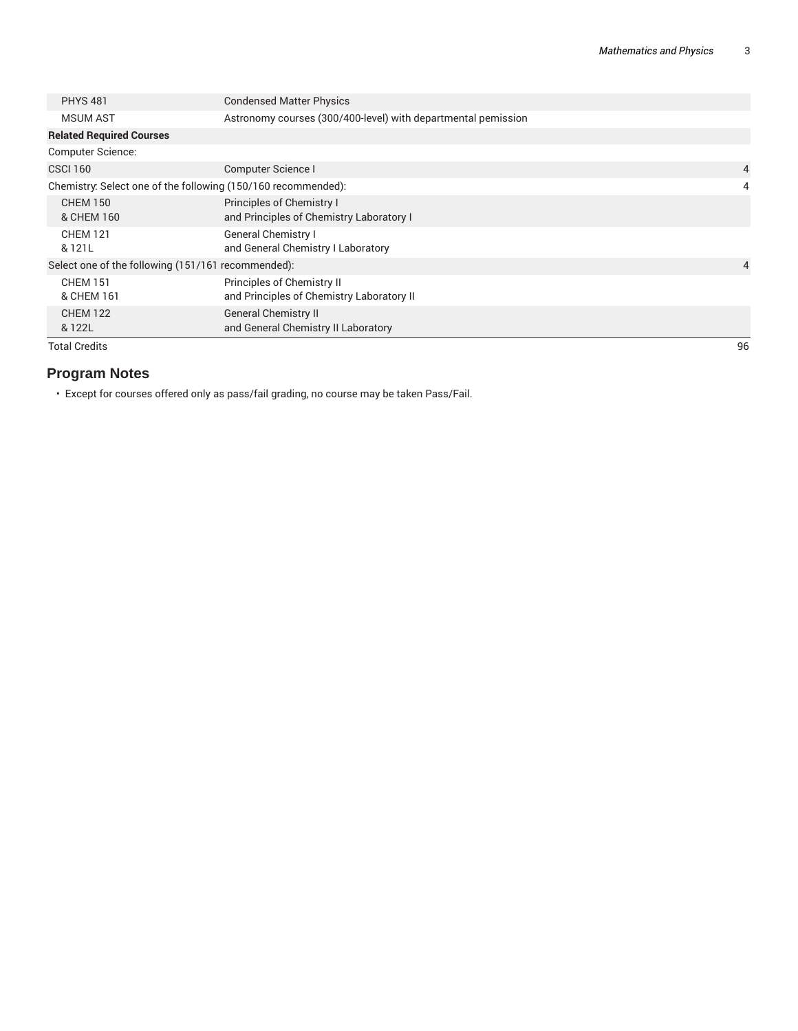| | | |
|---|---|---|
| PHYS 481 | Condensed Matter Physics | |
| MSUM AST | Astronomy courses (300/400-level) with departmental pemission | |
| **Related Required Courses** | | |
| Computer Science: | | |
| CSCI 160 | Computer Science I | 4 |
| Chemistry: Select one of the following (150/160 recommended): | | 4 |
| CHEM 150 & CHEM 160 | Principles of Chemistry I and Principles of Chemistry Laboratory I | |
| CHEM 121 & 121L | General Chemistry I and General Chemistry I Laboratory | |
| Select one of the following (151/161 recommended): | | 4 |
| CHEM 151 & CHEM 161 | Principles of Chemistry II and Principles of Chemistry Laboratory II | |
| CHEM 122 & 122L | General Chemistry II and General Chemistry II Laboratory | |
| Total Credits | | 96 |

## Program Notes

- Except for courses offered only as pass/fail grading, no course may be taken Pass/Fail.